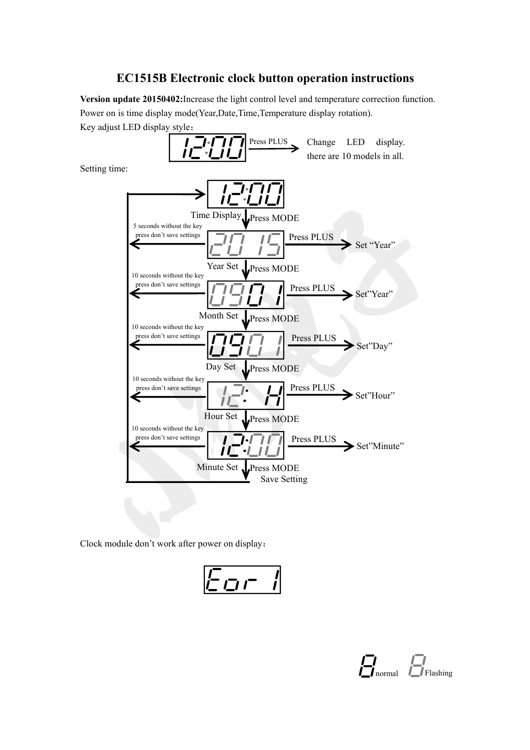# EC1515B Electronic clock button operation instructions

**Version update 20150402:** Increase the light control level and temperature correction function.

Power on is time display mode(Year,Date,Time,Temperature display rotation).

Key adjust LED display style：

12:00 → Press PLUS → Change LED display. there are 10 models in all.

Setting time:

- **Time Display** (12:00) → Press MODE
- **Year Set** (20 15) — Press PLUS → Set "Year"; 5 seconds without the key press don't save settings → Press MODE
- **Month Set** (09 01) — Press PLUS → Set"Year"; 10 seconds without the key press don't save settings → Press MODE
- **Day Set** (09 01) — Press PLUS → Set"Day"; 10 seconds without the key press don't save settings → Press MODE
- **Hour Set** (12: H) — Press PLUS → Set"Hour"; 10 seconds without the key press don't save settings → Press MODE
- **Minute Set** (12:00) — Press PLUS → Set"Minute"; 10 seconds without the key press don't save settings → Press MODE Save Setting → return to Time Display

Clock module don't work after power on display：

Eor 1

8 normal  8 Flashing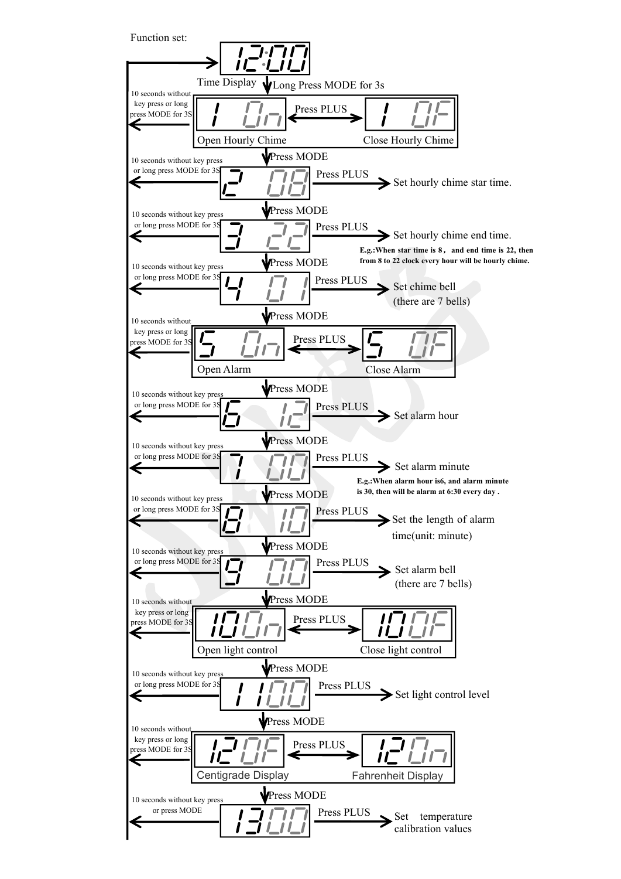Function set:

12:00

Time Display

Long Press MODE for 3s

10 seconds without key press or long press MODE for 3S

1 On — Press PLUS — 1 OF

Open Hourly Chime — Close Hourly Chime

Press MODE

10 seconds without key press or long press MODE for 3S

2 08 — Press PLUS — Set hourly chime star time.

Press MODE

10 seconds without key press or long press MODE for 3S

3 22 — Press PLUS — Set hourly chime end time.

**E.g.:When star time is 8， and end time is 22, then from 8 to 22 clock every hour will be hourly chime.**

Press MODE

10 seconds without key press or long press MODE for 3S

4 01 — Press PLUS — Set chime bell (there are 7 bells)

Press MODE

10 seconds without key press or long press MODE for 3S

5 On — Press PLUS — 5 OF

Open Alarm — Close Alarm

Press MODE

10 seconds without key press or long press MODE for 3S

6 12 — Press PLUS — Set alarm hour

Press MODE

10 seconds without key press or long press MODE for 3S

7 00 — Press PLUS — Set alarm minute

**E.g.:When alarm hour is6, and alarm minute is 30, then will be alarm at 6:30 every day .**

Press MODE

10 seconds without key press or long press MODE for 3S

8 10 — Press PLUS — Set the length of alarm time(unit: minute)

Press MODE

10 seconds without key press or long press MODE for 3S

9 00 — Press PLUS — Set alarm bell (there are 7 bells)

Press MODE

10 seconds without key press or long press MODE for 3S

10 On — Press PLUS — 10 OF

Open light control — Close light control

Press MODE

10 seconds without key press or long press MODE for 3S

11 00 — Press PLUS — Set light control level

Press MODE

10 seconds without key press or long press MODE for 3S

12 OF — Press PLUS — 12 On

Centigrade Display — Fahrenheit Display

Press MODE

10 seconds without key press or press MODE

13 00 — Press PLUS — Set temperature calibration values